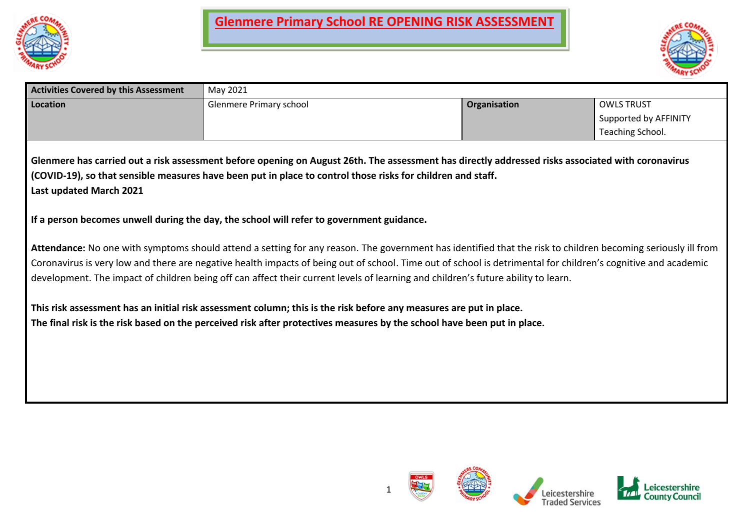# Glenmere Primary School RE OPENING RISK ASSESSMENT

| | | | |
|---|---|---|---|
| **Activities Covered by this Assessment** | May 2021 | | |
| **Location** | Glenmere Primary school | **Organisation** | OWLS TRUST<br>Supported by AFFINITY Teaching School. |

**Glenmere has carried out a risk assessment before opening on August 26th. The assessment has directly addressed risks associated with coronavirus (COVID-19), so that sensible measures have been put in place to control those risks for children and staff.**
**Last updated March 2021**

**If a person becomes unwell during the day, the school will refer to government guidance.**

**Attendance:** No one with symptoms should attend a setting for any reason. The government has identified that the risk to children becoming seriously ill from Coronavirus is very low and there are negative health impacts of being out of school. Time out of school is detrimental for children's cognitive and academic development. The impact of children being off can affect their current levels of learning and children's future ability to learn.

**This risk assessment has an initial risk assessment column; this is the risk before any measures are put in place.**
**The final risk is the risk based on the perceived risk after protectives measures by the school have been put in place.**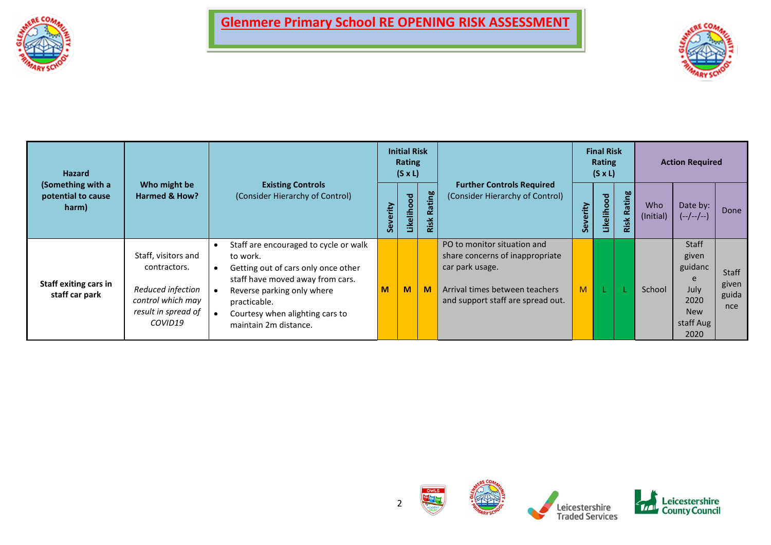# Glenmere Primary School RE OPENING RISK ASSESSMENT

| Hazard (Something with a potential to cause harm) | Who might be Harmed & How? | Existing Controls (Consider Hierarchy of Control) | Initial Risk Rating (S x L) | | | Further Controls Required (Consider Hierarchy of Control) | Final Risk Rating (S x L) | | | Action Required | | |
|---|---|---|---|---|---|---|---|---|---|---|---|---|
| | | | Severity | Likelihood | Risk Rating | | Severity | Likelihood | Risk Rating | Who (Initial) | Date by: (--/--/--) | Done |
| **Staff exiting cars in staff car park** | Staff, visitors and contractors. *Reduced infection control which may result in spread of COVID19* | • Staff are encouraged to cycle or walk to work. • Getting out of cars only once other staff have moved away from cars. • Reverse parking only where practicable. • Courtesy when alighting cars to maintain 2m distance. | M | M | M | PO to monitor situation and share concerns of inappropriate car park usage. Arrival times between teachers and support staff are spread out. | M | L | L | School | Staff given guidance July 2020 New staff Aug 2020 | Staff given guidance |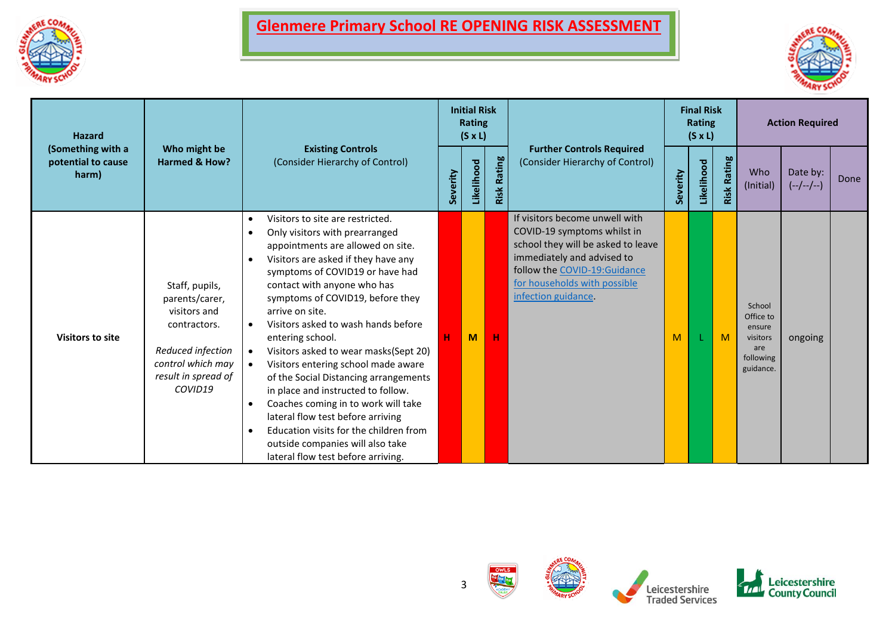# Glenmere Primary School RE OPENING RISK ASSESSMENT

| Hazard (Something with a potential to cause harm) | Who might be Harmed & How? | Existing Controls (Consider Hierarchy of Control) | Initial Risk Rating (S x L) | | | Further Controls Required (Consider Hierarchy of Control) | Final Risk Rating (S x L) | | | Action Required | | |
|---|---|---|---|---|---|---|---|---|---|---|---|---|
| | | | Severity | Likelihood | Risk Rating | | Severity | Likelihood | Risk Rating | Who (Initial) | Date by: (--/--/--) | Done |
| **Visitors to site** | Staff, pupils, parents/carer, visitors and contractors.<br><br>*Reduced infection control which may result in spread of COVID19* | • Visitors to site are restricted.<br>• Only visitors with prearranged appointments are allowed on site.<br>• Visitors are asked if they have any symptoms of COVID19 or have had contact with anyone who has symptoms of COVID19, before they arrive on site.<br>• Visitors asked to wash hands before entering school.<br>• Visitors asked to wear masks(Sept 20)<br>• Visitors entering school made aware of the Social Distancing arrangements in place and instructed to follow.<br>• Coaches coming in to work will take lateral flow test before arriving<br>• Education visits for the children from outside companies will also take lateral flow test before arriving. | H | M | H | If visitors become unwell with COVID-19 symptoms whilst in school they will be asked to leave immediately and advised to follow the COVID-19:Guidance for households with possible infection guidance. | M | L | M | School Office to ensure visitors are following guidance. | ongoing | |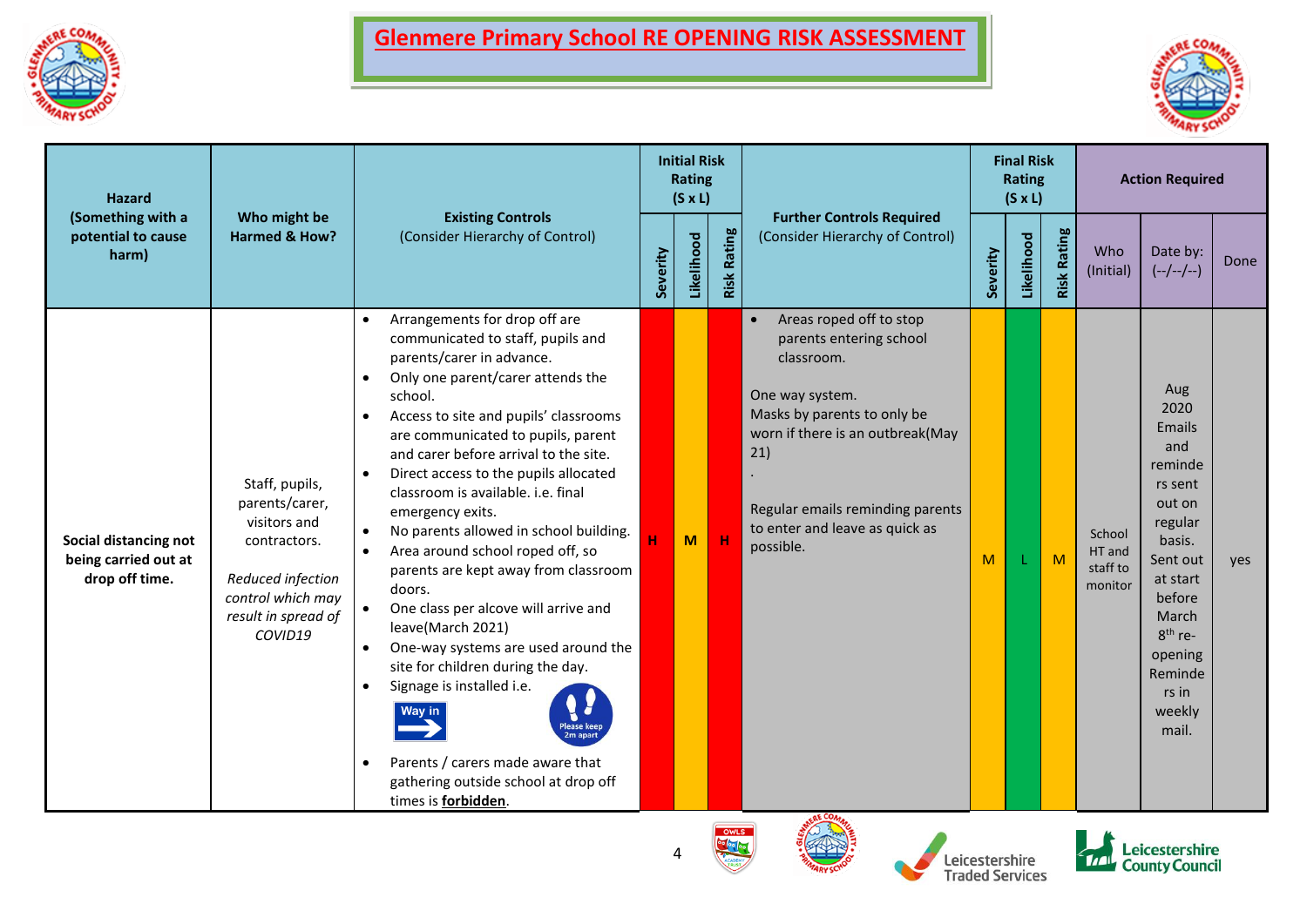# Glenmere Primary School RE OPENING RISK ASSESSMENT

| Hazard (Something with a potential to cause harm) | Who might be Harmed & How? | Existing Controls (Consider Hierarchy of Control) | Initial Risk Rating (S x L) | | | Further Controls Required (Consider Hierarchy of Control) | Final Risk Rating (S x L) | | | Action Required | | |
|---|---|---|---|---|---|---|---|---|---|---|---|---|
| | | | Severity | Likelihood | Risk Rating | | Severity | Likelihood | Risk Rating | Who (Initial) | Date by: (--/--/--) | Done |
| **Social distancing not being carried out at drop off time.** | Staff, pupils, parents/carer, visitors and contractors. *Reduced infection control which may result in spread of COVID19* | • Arrangements for drop off are communicated to staff, pupils and parents/carer in advance. • Only one parent/carer attends the school. • Access to site and pupils' classrooms are communicated to pupils, parent and carer before arrival to the site. • Direct access to the pupils allocated classroom is available. i.e. final emergency exits. • No parents allowed in school building. • Area around school roped off, so parents are kept away from classroom doors. • One class per alcove will arrive and leave(March 2021) • One-way systems are used around the site for children during the day. • Signage is installed i.e. Way in / Please keep 2m apart • Parents / carers made aware that gathering outside school at drop off times is **forbidden**. | H | M | H | • Areas roped off to stop parents entering school classroom. One way system. Masks by parents to only be worn if there is an outbreak(May 21) . Regular emails reminding parents to enter and leave as quick as possible. | M | L | M | School HT and staff to monitor | Aug 2020 Emails and reminders sent out on regular basis. Sent out at start before March 8th re-opening Reminders in weekly mail. | yes |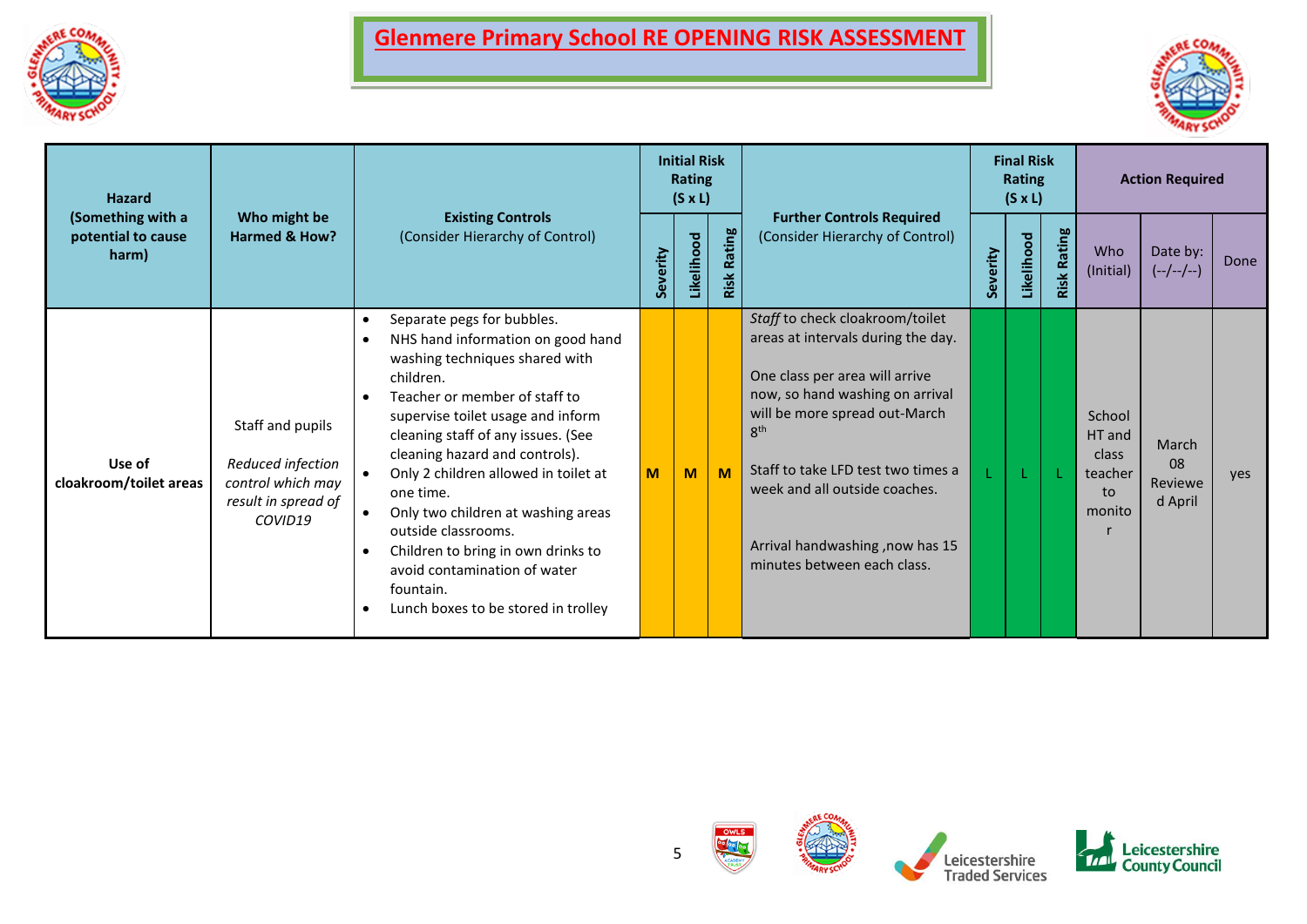# Glenmere Primary School RE OPENING RISK ASSESSMENT

| Hazard (Something with a potential to cause harm) | Who might be Harmed & How? | Existing Controls (Consider Hierarchy of Control) | Initial Risk Rating (S x L) | | | Further Controls Required (Consider Hierarchy of Control) | Final Risk Rating (S x L) | | | Action Required | | |
|---|---|---|---|---|---|---|---|---|---|---|---|---|
| | | | Severity | Likelihood | Risk Rating | | Severity | Likelihood | Risk Rating | Who (Initial) | Date by: (--/--/--) | Done |
| **Use of cloakroom/toilet areas** | Staff and pupils<br><br>*Reduced infection control which may result in spread of COVID19* | • Separate pegs for bubbles.<br>• NHS hand information on good hand washing techniques shared with children.<br>• Teacher or member of staff to supervise toilet usage and inform cleaning staff of any issues. (See cleaning hazard and controls).<br>• Only 2 children allowed in toilet at one time.<br>• Only two children at washing areas outside classrooms.<br>• Children to bring in own drinks to avoid contamination of water fountain.<br>• Lunch boxes to be stored in trolley | M | M | M | *Staff* to check cloakroom/toilet areas at intervals during the day.<br><br>One class per area will arrive now, so hand washing on arrival will be more spread out-March 8th<br><br>Staff to take LFD test two times a week and all outside coaches.<br><br>Arrival handwashing ,now has 15 minutes between each class. | L | L | L | School HT and class teacher to monitor | March 08 Reviewed April | yes |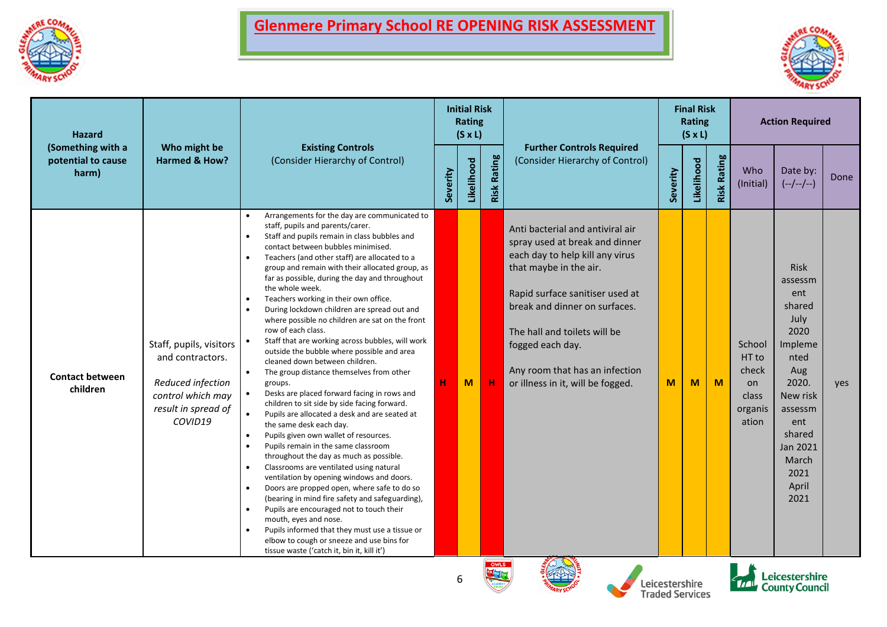# Glenmere Primary School RE OPENING RISK ASSESSMENT

| Hazard (Something with a potential to cause harm) | Who might be Harmed & How? | Existing Controls (Consider Hierarchy of Control) | Initial Risk Rating (S x L) | | | Further Controls Required (Consider Hierarchy of Control) | Final Risk Rating (S x L) | | | Action Required | | |
|---|---|---|---|---|---|---|---|---|---|---|---|---|
| | | | Severity | Likelihood | Risk Rating | | Severity | Likelihood | Risk Rating | Who (Initial) | Date by: (--/--/--) | Done |
| **Contact between children** | Staff, pupils, visitors and contractors. *Reduced infection control which may result in spread of COVID19* | • Arrangements for the day are communicated to staff, pupils and parents/carer. • Staff and pupils remain in class bubbles and contact between bubbles minimised. • Teachers (and other staff) are allocated to a group and remain with their allocated group, as far as possible, during the day and throughout the whole week. • Teachers working in their own office. • During lockdown children are spread out and where possible no children are sat on the front row of each class. • Staff that are working across bubbles, will work outside the bubble where possible and area cleaned down between children. • The group distance themselves from other groups. • Desks are placed forward facing in rows and children to sit side by side facing forward. • Pupils are allocated a desk and are seated at the same desk each day. • Pupils given own wallet of resources. • Pupils remain in the same classroom throughout the day as much as possible. • Classrooms are ventilated using natural ventilation by opening windows and doors. • Doors are propped open, where safe to do so (bearing in mind fire safety and safeguarding), • Pupils are encouraged not to touch their mouth, eyes and nose. • Pupils informed that they must use a tissue or elbow to cough or sneeze and use bins for tissue waste ('catch it, bin it, kill it') | H | M | H | Anti bacterial and antiviral air spray used at break and dinner each day to help kill any virus that maybe in the air. Rapid surface sanitiser used at break and dinner on surfaces. The hall and toilets will be fogged each day. Any room that has an infection or illness in it, will be fogged. | M | M | M | School HT to check on class organisation | Risk assessment shared July 2020 Implemented Aug 2020. New risk assessment shared Jan 2021 March 2021 April 2021 | yes |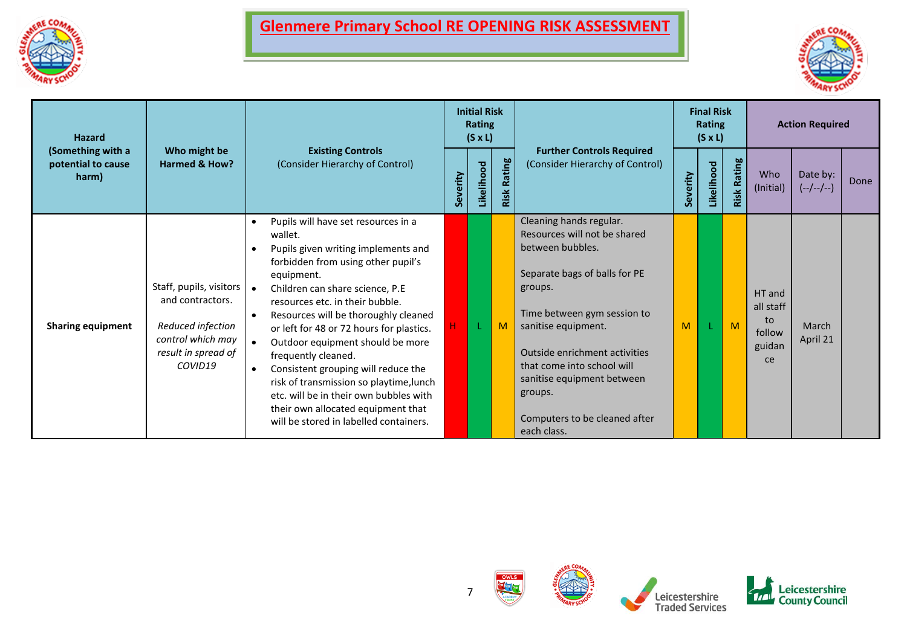# Glenmere Primary School RE OPENING RISK ASSESSMENT

| Hazard (Something with a potential to cause harm) | Who might be Harmed & How? | Existing Controls (Consider Hierarchy of Control) | Initial Risk Rating (S x L) | | | Further Controls Required (Consider Hierarchy of Control) | Final Risk Rating (S x L) | | | Action Required | | |
|---|---|---|---|---|---|---|---|---|---|---|---|---|
| | | | Severity | Likelihood | Risk Rating | | Severity | Likelihood | Risk Rating | Who (Initial) | Date by: (--/--/--) | Done |
| **Sharing equipment** | Staff, pupils, visitors and contractors. *Reduced infection control which may result in spread of COVID19* | • Pupils will have set resources in a wallet. • Pupils given writing implements and forbidden from using other pupil's equipment. • Children can share science, P.E resources etc. in their bubble. • Resources will be thoroughly cleaned or left for 48 or 72 hours for plastics. • Outdoor equipment should be more frequently cleaned. • Consistent grouping will reduce the risk of transmission so playtime,lunch etc. will be in their own bubbles with their own allocated equipment that will be stored in labelled containers. | H | L | M | Cleaning hands regular. Resources will not be shared between bubbles. Separate bags of balls for PE groups. Time between gym session to sanitise equipment. Outside enrichment activities that come into school will sanitise equipment between groups. Computers to be cleaned after each class. | M | L | M | HT and all staff to follow guidance | March April 21 | |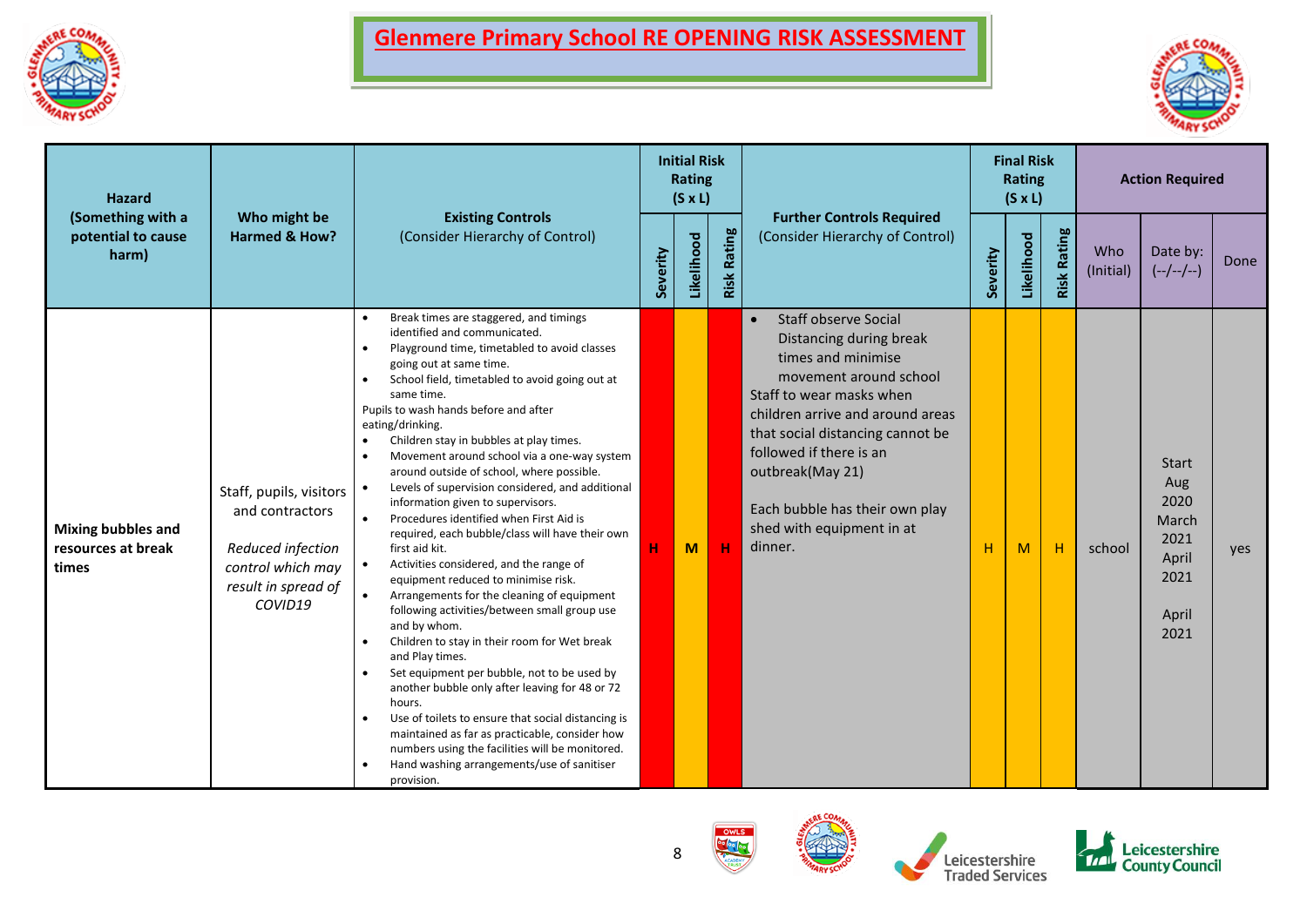# Glenmere Primary School RE OPENING RISK ASSESSMENT

| Hazard (Something with a potential to cause harm) | Who might be Harmed & How? | Existing Controls (Consider Hierarchy of Control) | Initial Risk Rating (S x L) | | | Further Controls Required (Consider Hierarchy of Control) | Final Risk Rating (S x L) | | | Action Required | | |
|---|---|---|---|---|---|---|---|---|---|---|---|---|
| | | | Severity | Likelihood | Risk Rating | | Severity | Likelihood | Risk Rating | Who (Initial) | Date by: (--/--/--) | Done |
| **Mixing bubbles and resources at break times** | Staff, pupils, visitors and contractors<br><br>*Reduced infection control which may result in spread of COVID19* | • Break times are staggered, and timings identified and communicated.<br>• Playground time, timetabled to avoid classes going out at same time.<br>• School field, timetabled to avoid going out at same time.<br>Pupils to wash hands before and after eating/drinking.<br>• Children stay in bubbles at play times.<br>• Movement around school via a one-way system around outside of school, where possible.<br>• Levels of supervision considered, and additional information given to supervisors.<br>• Procedures identified when First Aid is required, each bubble/class will have their own first aid kit.<br>• Activities considered, and the range of equipment reduced to minimise risk.<br>• Arrangements for the cleaning of equipment following activities/between small group use and by whom.<br>• Children to stay in their room for Wet break and Play times.<br>• Set equipment per bubble, not to be used by another bubble only after leaving for 48 or 72 hours.<br>• Use of toilets to ensure that social distancing is maintained as far as practicable, consider how numbers using the facilities will be monitored.<br>• Hand washing arrangements/use of sanitiser provision. | H | M | H | • Staff observe Social Distancing during break times and minimise movement around school<br>Staff to wear masks when children arrive and around areas that social distancing cannot be followed if there is an outbreak(May 21)<br><br>Each bubble has their own play shed with equipment in at dinner. | H | M | H | school | Start Aug 2020 March 2021 April 2021<br><br>April 2021 | yes |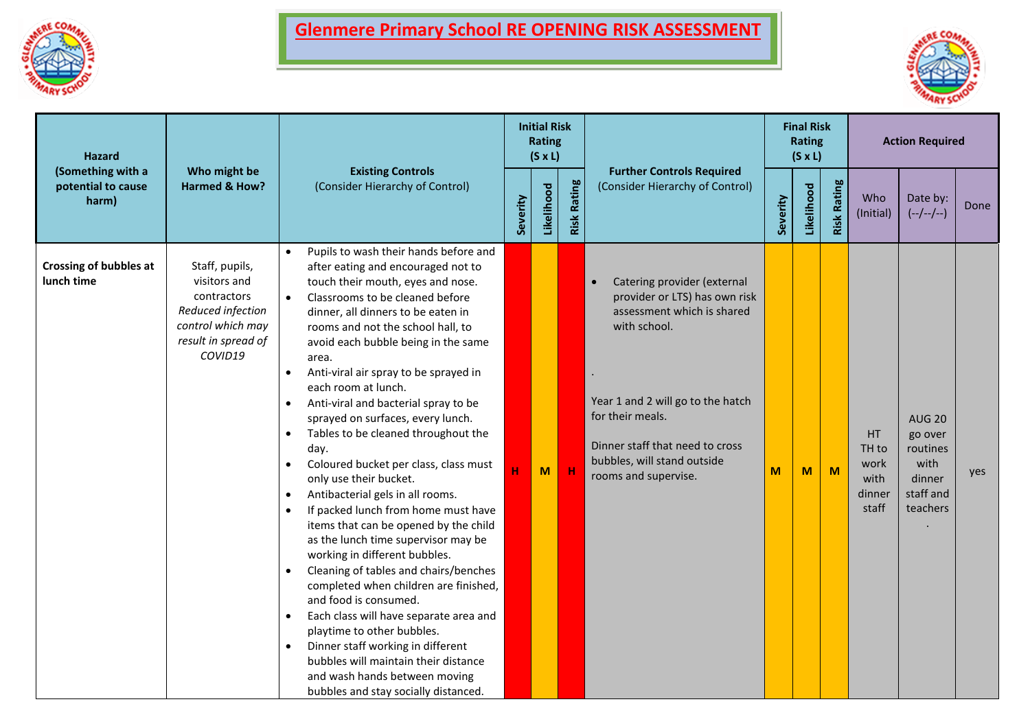# Glenmere Primary School RE OPENING RISK ASSESSMENT

| Hazard (Something with a potential to cause harm) | Who might be Harmed & How? | Existing Controls (Consider Hierarchy of Control) | Initial Risk Rating (S x L) | | | Further Controls Required (Consider Hierarchy of Control) | Final Risk Rating (S x L) | | | Action Required | | |
|---|---|---|---|---|---|---|---|---|---|---|---|---|
| | | | Severity | Likelihood | Risk Rating | | Severity | Likelihood | Risk Rating | Who (Initial) | Date by: (--/--/--) | Done |
| **Crossing of bubbles at lunch time** | Staff, pupils, visitors and contractors *Reduced infection control which may result in spread of COVID19* | • Pupils to wash their hands before and after eating and encouraged not to touch their mouth, eyes and nose.<br>• Classrooms to be cleaned before dinner, all dinners to be eaten in rooms and not the school hall, to avoid each bubble being in the same area.<br>• Anti-viral air spray to be sprayed in each room at lunch.<br>• Anti-viral and bacterial spray to be sprayed on surfaces, every lunch.<br>• Tables to be cleaned throughout the day.<br>• Coloured bucket per class, class must only use their bucket.<br>• Antibacterial gels in all rooms.<br>• If packed lunch from home must have items that can be opened by the child as the lunch time supervisor may be working in different bubbles.<br>• Cleaning of tables and chairs/benches completed when children are finished, and food is consumed.<br>• Each class will have separate area and playtime to other bubbles.<br>• Dinner staff working in different bubbles will maintain their distance and wash hands between moving bubbles and stay socially distanced. | H | M | H | • Catering provider (external provider or LTS) has own risk assessment which is shared with school.<br><br>.<br><br>Year 1 and 2 will go to the hatch for their meals.<br><br>Dinner staff that need to cross bubbles, will stand outside rooms and supervise. | M | M | M | HT TH to work with dinner staff | AUG 20 go over routines with dinner staff and teachers . | yes |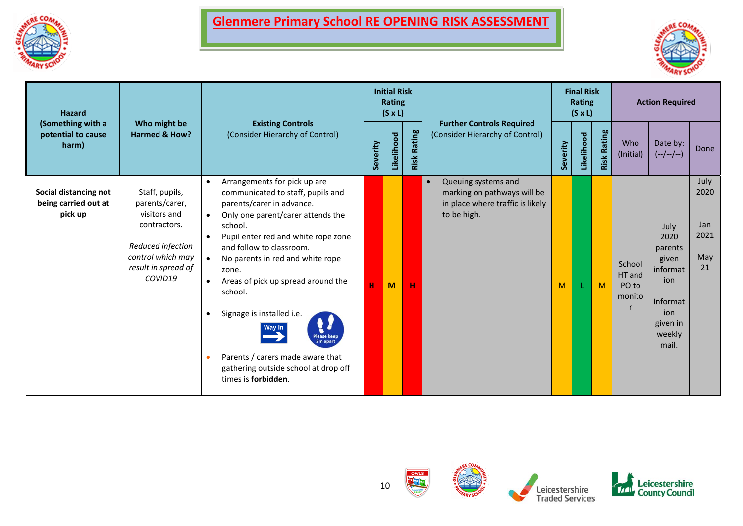# Glenmere Primary School RE OPENING RISK ASSESSMENT

| Hazard (Something with a potential to cause harm) | Who might be Harmed & How? | Existing Controls (Consider Hierarchy of Control) | Initial Risk Rating (S x L) | | | Further Controls Required (Consider Hierarchy of Control) | Final Risk Rating (S x L) | | | Action Required | | |
|---|---|---|---|---|---|---|---|---|---|---|---|---|
| | | | Severity | Likelihood | Risk Rating | | Severity | Likelihood | Risk Rating | Who (Initial) | Date by: (--/--/--) | Done |
| **Social distancing not being carried out at pick up** | Staff, pupils, parents/carer, visitors and contractors. *Reduced infection control which may result in spread of COVID19* | • Arrangements for pick up are communicated to staff, pupils and parents/carer in advance. • Only one parent/carer attends the school. • Pupil enter red and white rope zone and follow to classroom. • No parents in red and white rope zone. • Areas of pick up spread around the school. • Signage is installed i.e. Way in / Please keep 2m apart • Parents / carers made aware that gathering outside school at drop off times is **forbidden**. | H | M | H | • Queuing systems and marking on pathways will be in place where traffic is likely to be high. | M | L | M | School HT and PO to monitor | July 2020 parents given information Information given in weekly mail. | July 2020 Jan 2021 May 21 |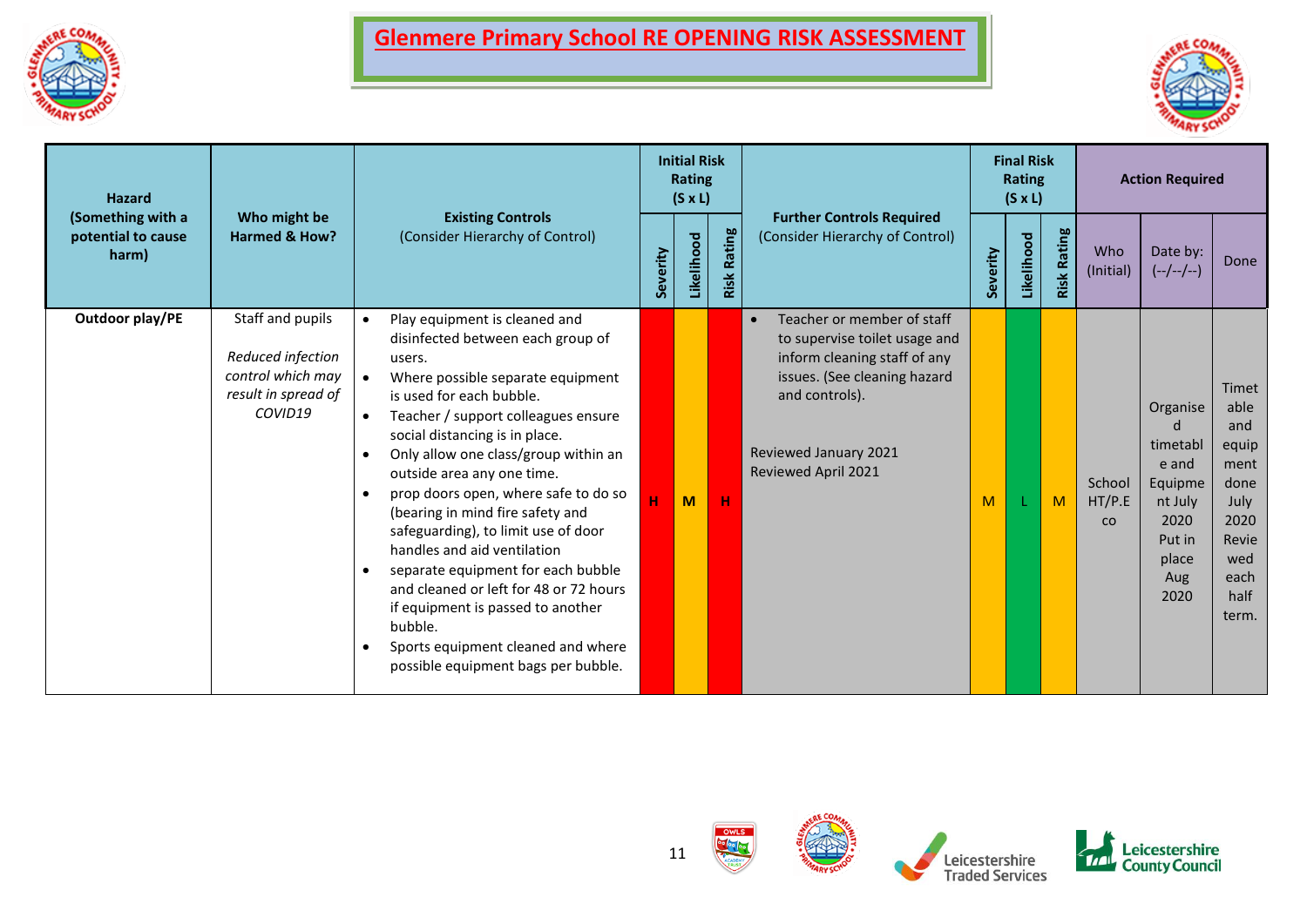# Glenmere Primary School RE OPENING RISK ASSESSMENT

| Hazard (Something with a potential to cause harm) | Who might be Harmed & How? | Existing Controls (Consider Hierarchy of Control) | Initial Risk Rating (S x L) | | | Further Controls Required (Consider Hierarchy of Control) | Final Risk Rating (S x L) | | | Action Required | | |
|---|---|---|---|---|---|---|---|---|---|---|---|---|
| | | | Severity | Likelihood | Risk Rating | | Severity | Likelihood | Risk Rating | Who (Initial) | Date by: (--/--/--) | Done |
| **Outdoor play/PE** | Staff and pupils *Reduced infection control which may result in spread of COVID19* | • Play equipment is cleaned and disinfected between each group of users. • Where possible separate equipment is used for each bubble. • Teacher / support colleagues ensure social distancing is in place. • Only allow one class/group within an outside area any one time. • prop doors open, where safe to do so (bearing in mind fire safety and safeguarding), to limit use of door handles and aid ventilation • separate equipment for each bubble and cleaned or left for 48 or 72 hours if equipment is passed to another bubble. • Sports equipment cleaned and where possible equipment bags per bubble. | H | M | H | • Teacher or member of staff to supervise toilet usage and inform cleaning staff of any issues. (See cleaning hazard and controls). Reviewed January 2021 Reviewed April 2021 | M | L | M | School HT/P.E co | Organised timetable and Equipment July 2020 Put in place Aug 2020 | Timetable and equipment done July 2020 Reviewed each half term. |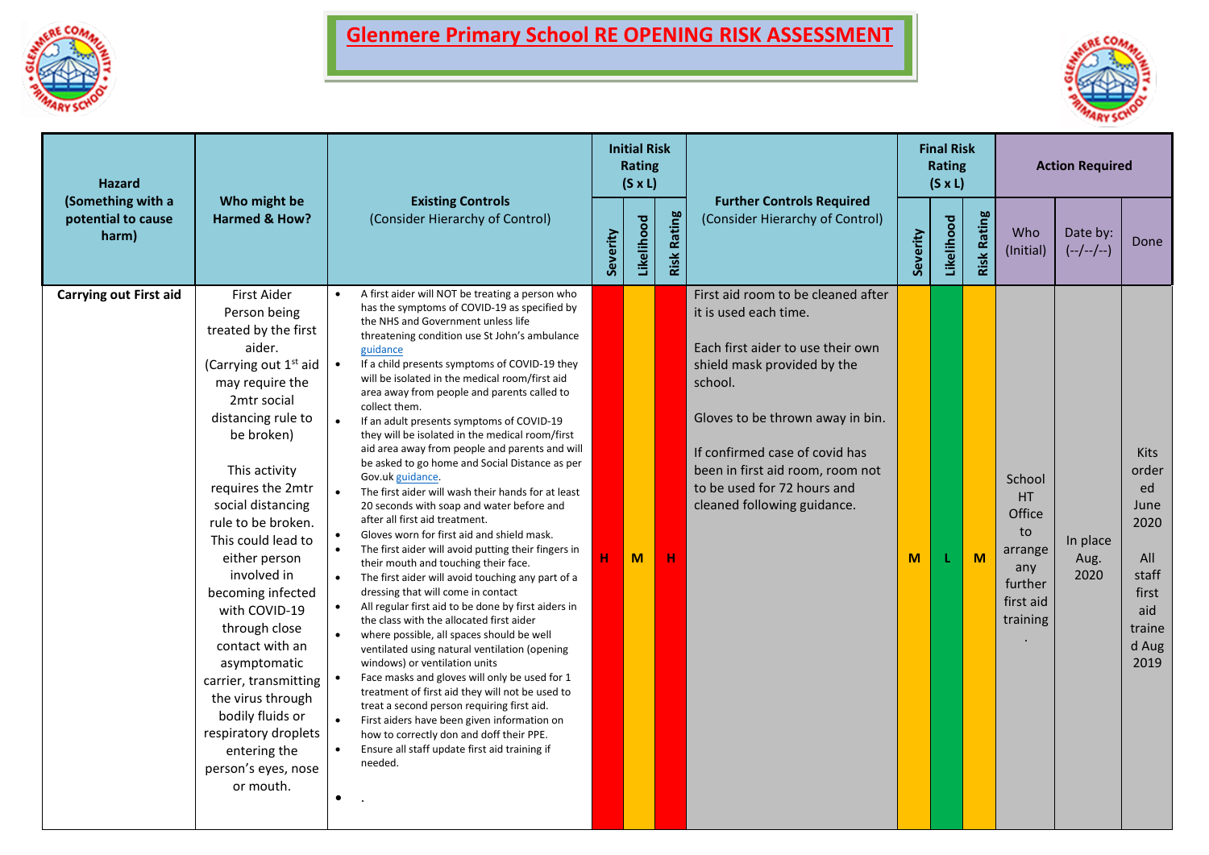# Glenmere Primary School RE OPENING RISK ASSESSMENT

| Hazard (Something with a potential to cause harm) | Who might be Harmed & How? | Existing Controls (Consider Hierarchy of Control) | Initial Risk Rating (S x L) | | | Further Controls Required (Consider Hierarchy of Control) | Final Risk Rating (S x L) | | | Action Required | | |
|---|---|---|---|---|---|---|---|---|---|---|---|---|
| | | | Severity | Likelihood | Risk Rating | | Severity | Likelihood | Risk Rating | Who (Initial) | Date by: (--/--/--) | Done |
| **Carrying out First aid** | First Aider Person being treated by the first aider. (Carrying out 1st aid may require the 2mtr social distancing rule to be broken)<br><br>This activity requires the 2mtr social distancing rule to be broken. This could lead to either person involved in becoming infected with COVID-19 through close contact with an asymptomatic carrier, transmitting the virus through bodily fluids or respiratory droplets entering the person's eyes, nose or mouth. | • A first aider will NOT be treating a person who has the symptoms of COVID-19 as specified by the NHS and Government unless life threatening condition use St John's ambulance guidance<br>• If a child presents symptoms of COVID-19 they will be isolated in the medical room/first aid area away from people and parents called to collect them.<br>• If an adult presents symptoms of COVID-19 they will be isolated in the medical room/first aid area away from people and parents and will be asked to go home and Social Distance as per Gov.uk guidance.<br>• The first aider will wash their hands for at least 20 seconds with soap and water before and after all first aid treatment.<br>• Gloves worn for first aid and shield mask.<br>• The first aider will avoid putting their fingers in their mouth and touching their face.<br>• The first aider will avoid touching any part of a dressing that will come in contact<br>• All regular first aid to be done by first aiders in the class with the allocated first aider<br>• where possible, all spaces should be well ventilated using natural ventilation (opening windows) or ventilation units<br>• Face masks and gloves will only be used for 1 treatment of first aid they will not be used to treat a second person requiring first aid.<br>• First aiders have been given information on how to correctly don and doff their PPE.<br>• Ensure all staff update first aid training if needed.<br>• . | H | M | H | First aid room to be cleaned after it is used each time.<br><br>Each first aider to use their own shield mask provided by the school.<br><br>Gloves to be thrown away in bin.<br><br>If confirmed case of covid has been in first aid room, room not to be used for 72 hours and cleaned following guidance. | M | L | M | School HT Office to arrange any further first aid training . | In place Aug. 2020 | Kits ordered June 2020<br><br>All staff first aid trained Aug 2019 |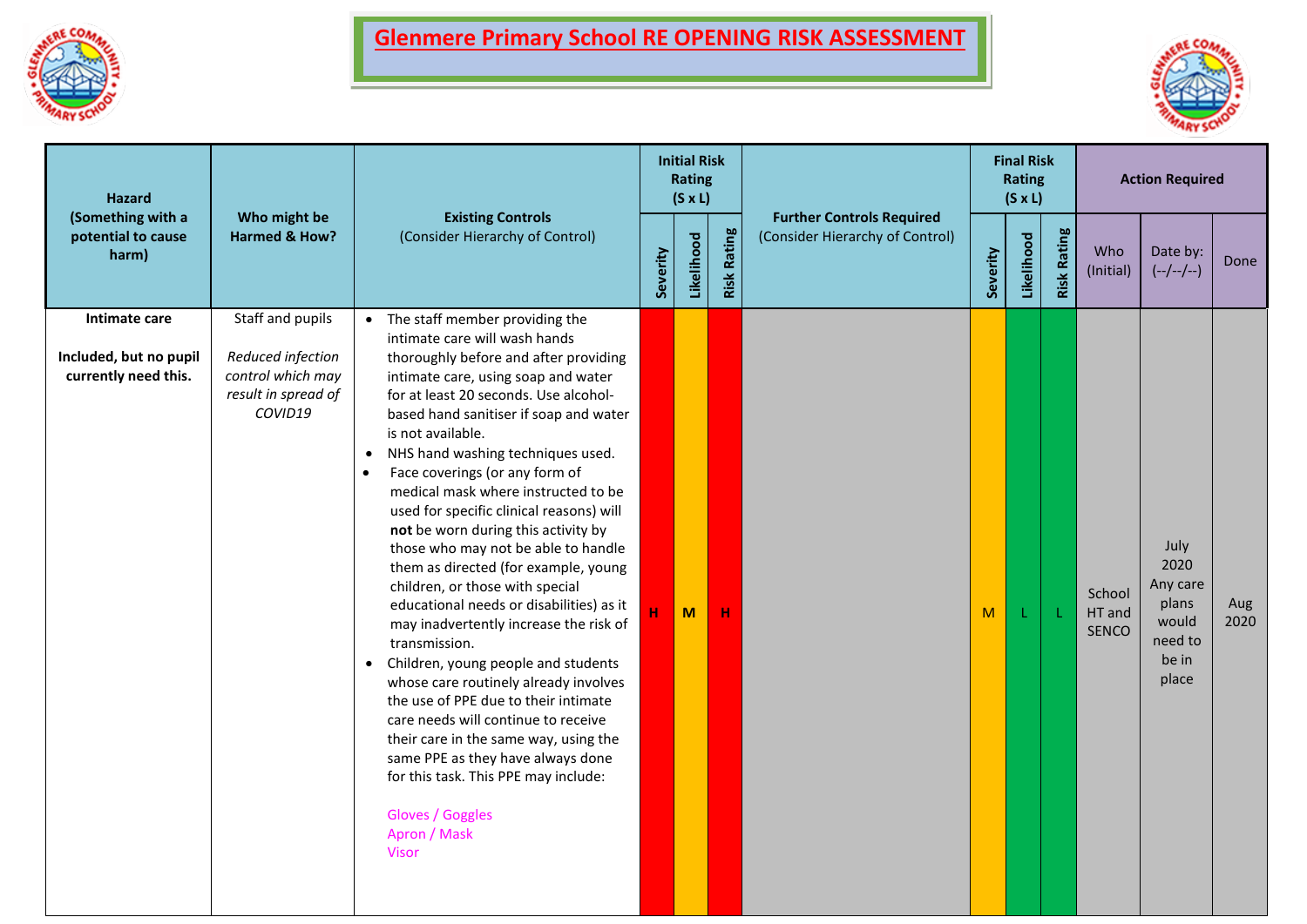# Glenmere Primary School RE OPENING RISK ASSESSMENT

| Hazard (Something with a potential to cause harm) | Who might be Harmed & How? | Existing Controls (Consider Hierarchy of Control) | Initial Risk Rating (S x L) | | | Further Controls Required (Consider Hierarchy of Control) | Final Risk Rating (S x L) | | | Action Required | | |
|---|---|---|---|---|---|---|---|---|---|---|---|---|
| | | | Severity | Likelihood | Risk Rating | | Severity | Likelihood | Risk Rating | Who (Initial) | Date by: (--/--/--) | Done |
| **Intimate care**<br><br>**Included, but no pupil currently need this.** | Staff and pupils<br><br>*Reduced infection control which may result in spread of COVID19* | • The staff member providing the intimate care will wash hands thoroughly before and after providing intimate care, using soap and water for at least 20 seconds. Use alcohol-based hand sanitiser if soap and water is not available.<br>• NHS hand washing techniques used.<br>• Face coverings (or any form of medical mask where instructed to be used for specific clinical reasons) will **not** be worn during this activity by those who may not be able to handle them as directed (for example, young children, or those with special educational needs or disabilities) as it may inadvertently increase the risk of transmission.<br>• Children, young people and students whose care routinely already involves the use of PPE due to their intimate care needs will continue to receive their care in the same way, using the same PPE as they have always done for this task. This PPE may include:<br><br>Gloves / Goggles<br>Apron / Mask<br>Visor | H | M | H | | M | L | L | School HT and SENCO | July 2020 Any care plans would need to be in place | Aug 2020 |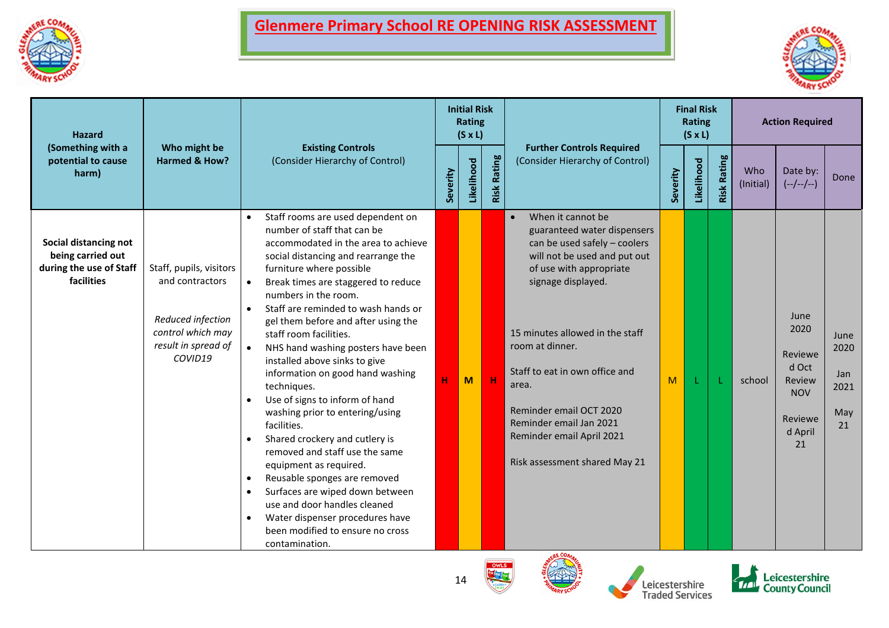# Glenmere Primary School RE OPENING RISK ASSESSMENT

| Hazard (Something with a potential to cause harm) | Who might be Harmed & How? | Existing Controls (Consider Hierarchy of Control) | Initial Risk Rating (S x L) | | | Further Controls Required (Consider Hierarchy of Control) | Final Risk Rating (S x L) | | | Action Required | | |
|---|---|---|---|---|---|---|---|---|---|---|---|---|
| | | | Severity | Likelihood | Risk Rating | | Severity | Likelihood | Risk Rating | Who (Initial) | Date by: (--/--/--) | Done |
| **Social distancing not being carried out during the use of Staff facilities** | Staff, pupils, visitors and contractors<br><br>*Reduced infection control which may result in spread of COVID19* | • Staff rooms are used dependent on number of staff that can be accommodated in the area to achieve social distancing and rearrange the furniture where possible<br>• Break times are staggered to reduce numbers in the room.<br>• Staff are reminded to wash hands or gel them before and after using the staff room facilities.<br>• NHS hand washing posters have been installed above sinks to give information on good hand washing techniques.<br>• Use of signs to inform of hand washing prior to entering/using facilities.<br>• Shared crockery and cutlery is removed and staff use the same equipment as required.<br>• Reusable sponges are removed<br>• Surfaces are wiped down between use and door handles cleaned<br>• Water dispenser procedures have been modified to ensure no cross contamination. | H | M | H | • When it cannot be guaranteed water dispensers can be used safely – coolers will not be used and put out of use with appropriate signage displayed.<br><br>15 minutes allowed in the staff room at dinner.<br><br>Staff to eat in own office and area.<br><br>Reminder email OCT 2020<br>Reminder email Jan 2021<br>Reminder email April 2021<br><br>Risk assessment shared May 21 | M | L | L | school | June 2020<br><br>Reviewed Oct<br>Review NOV<br><br>Reviewed April 21 | June 2020<br><br>Jan 2021<br><br>May 21 |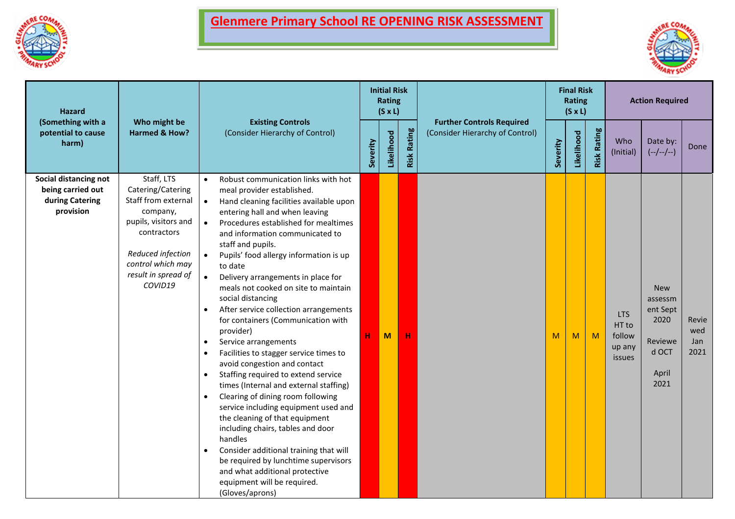# Glenmere Primary School RE OPENING RISK ASSESSMENT

| Hazard (Something with a potential to cause harm) | Who might be Harmed & How? | Existing Controls (Consider Hierarchy of Control) | Initial Risk Rating (S x L) | | | Further Controls Required (Consider Hierarchy of Control) | Final Risk Rating (S x L) | | | Action Required | | |
|---|---|---|---|---|---|---|---|---|---|---|---|---|
| | | | Severity | Likelihood | Risk Rating | | Severity | Likelihood | Risk Rating | Who (Initial) | Date by: (--/--/--) | Done |
| **Social distancing not being carried out during Catering provision** | Staff, LTS Catering/Catering Staff from external company, pupils, visitors and contractors<br><br>*Reduced infection control which may result in spread of COVID19* | • Robust communication links with hot meal provider established.<br>• Hand cleaning facilities available upon entering hall and when leaving<br>• Procedures established for mealtimes and information communicated to staff and pupils.<br>• Pupils' food allergy information is up to date<br>• Delivery arrangements in place for meals not cooked on site to maintain social distancing<br>• After service collection arrangements for containers (Communication with provider)<br>• Service arrangements<br>• Facilities to stagger service times to avoid congestion and contact<br>• Staffing required to extend service times (Internal and external staffing)<br>• Clearing of dining room following service including equipment used and the cleaning of that equipment including chairs, tables and door handles<br>• Consider additional training that will be required by lunchtime supervisors and what additional protective equipment will be required. (Gloves/aprons) | H | M | H | | M | M | M | LTS HT to follow up any issues | New assessment Sept 2020<br><br>Reviewed OCT<br><br>April 2021 | Reviewed Jan 2021 |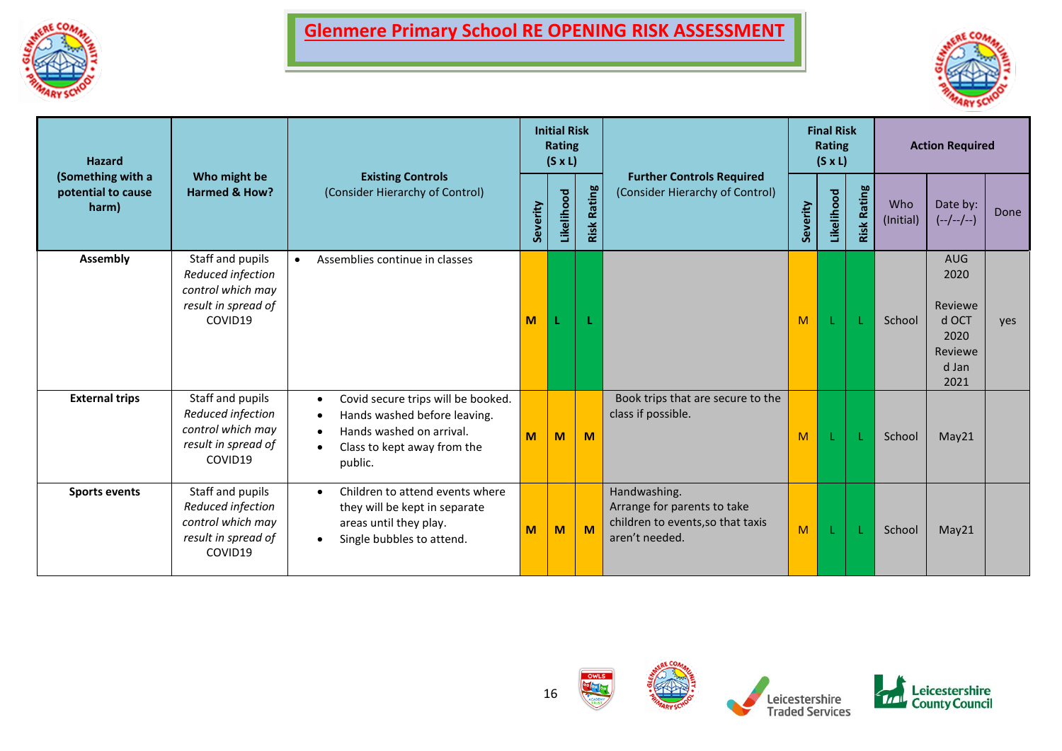# Glenmere Primary School RE OPENING RISK ASSESSMENT

| Hazard (Something with a potential to cause harm) | Who might be Harmed & How? | Existing Controls (Consider Hierarchy of Control) | Initial Risk Rating (S x L) | | | Further Controls Required (Consider Hierarchy of Control) | Final Risk Rating (S x L) | | | Action Required | | |
|---|---|---|---|---|---|---|---|---|---|---|---|---|
| | | | Severity | Likelihood | Risk Rating | | Severity | Likelihood | Risk Rating | Who (Initial) | Date by: (--/--/--) | Done |
| **Assembly** | Staff and pupils *Reduced infection control which may result in spread of* COVID19 | • Assemblies continue in classes | M | L | L | | M | L | L | School | AUG 2020 Reviewed OCT 2020 Reviewed Jan 2021 | yes |
| **External trips** | Staff and pupils *Reduced infection control which may result in spread of* COVID19 | • Covid secure trips will be booked. • Hands washed before leaving. • Hands washed on arrival. • Class to kept away from the public. | M | M | M | Book trips that are secure to the class if possible. | M | L | L | School | May21 | |
| **Sports events** | Staff and pupils *Reduced infection control which may result in spread of* COVID19 | • Children to attend events where they will be kept in separate areas until they play. • Single bubbles to attend. | M | M | M | Handwashing. Arrange for parents to take children to events,so that taxis aren't needed. | M | L | L | School | May21 | |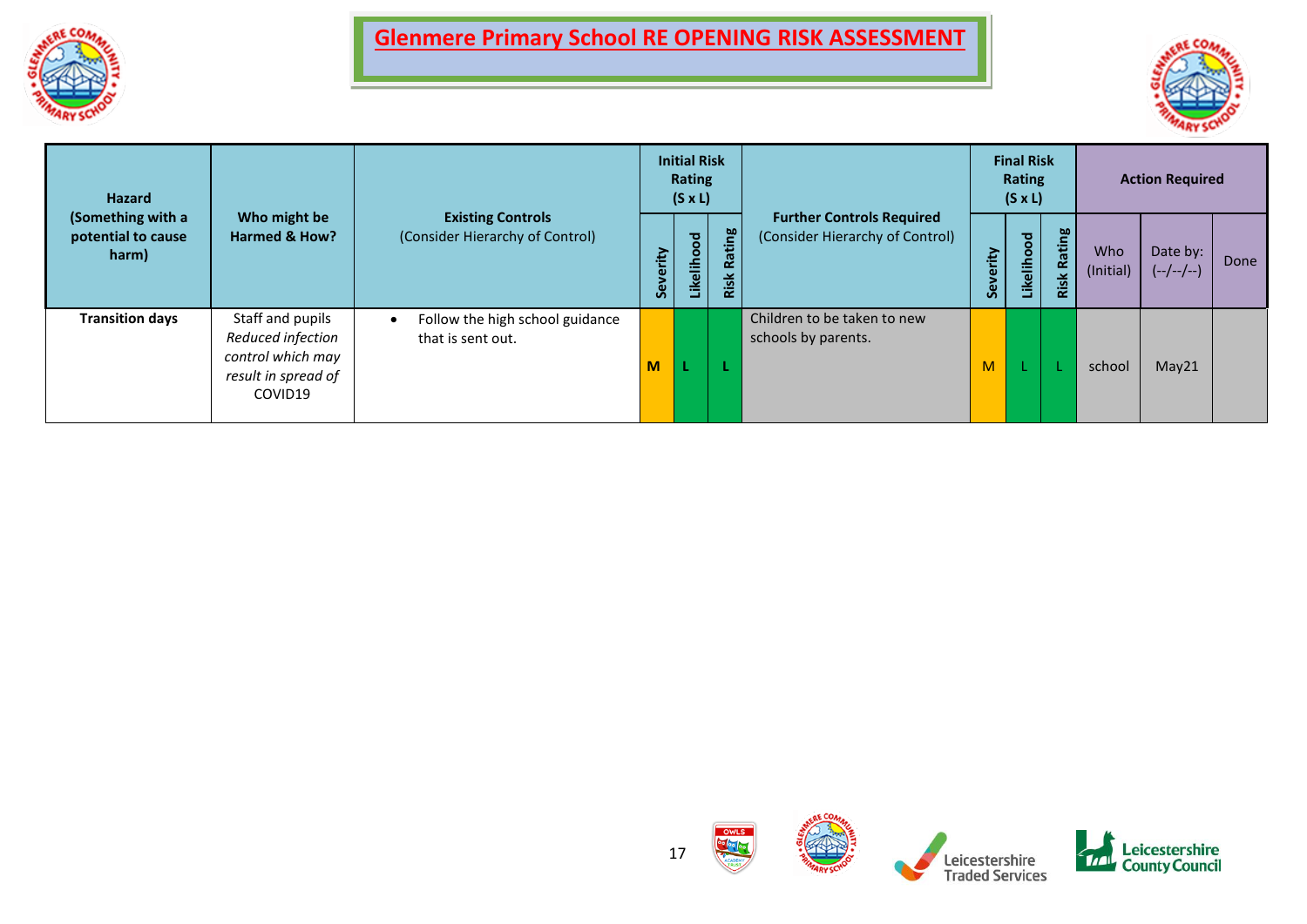# Glenmere Primary School RE OPENING RISK ASSESSMENT

| Hazard (Something with a potential to cause harm) | Who might be Harmed & How? | Existing Controls (Consider Hierarchy of Control) | Initial Risk Rating (S x L) | | | Further Controls Required (Consider Hierarchy of Control) | Final Risk Rating (S x L) | | | Action Required | | |
|---|---|---|---|---|---|---|---|---|---|---|---|---|
| | | | Severity | Likelihood | Risk Rating | | Severity | Likelihood | Risk Rating | Who (Initial) | Date by: (--/--/--) | Done |
| **Transition days** | Staff and pupils *Reduced infection control which may result in spread of* COVID19 | • Follow the high school guidance that is sent out. | M | L | L | Children to be taken to new schools by parents. | M | L | L | school | May21 | |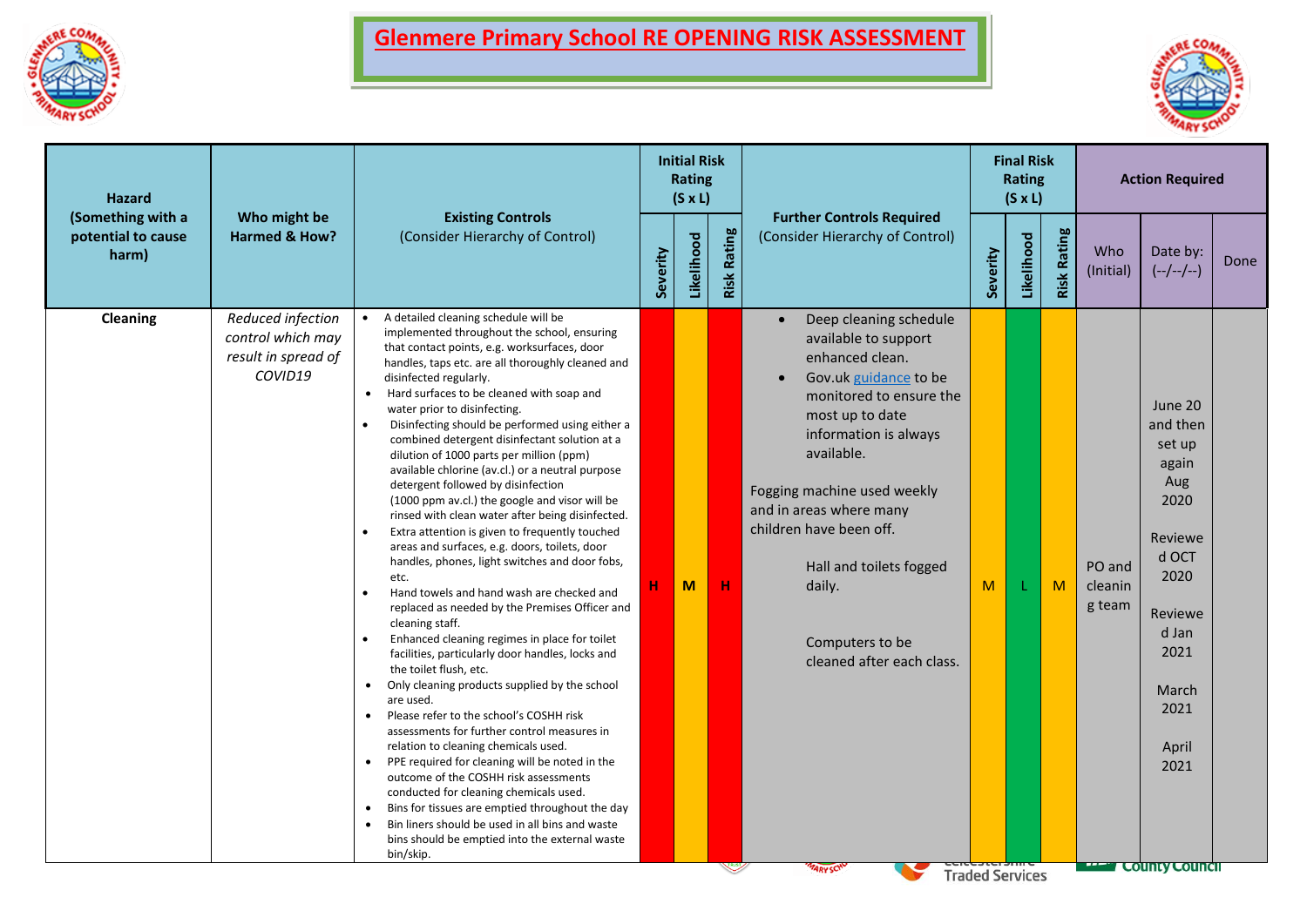# Glenmere Primary School RE OPENING RISK ASSESSMENT

| Hazard (Something with a potential to cause harm) | Who might be Harmed & How? | Existing Controls (Consider Hierarchy of Control) | Initial Risk Rating (S x L) | | | Further Controls Required (Consider Hierarchy of Control) | Final Risk Rating (S x L) | | | Action Required | | |
|---|---|---|---|---|---|---|---|---|---|---|---|---|
| | | | Severity | Likelihood | Risk Rating | | Severity | Likelihood | Risk Rating | Who (Initial) | Date by: (--/--/--) | Done |
| **Cleaning** | *Reduced infection control which may result in spread of COVID19* | • A detailed cleaning schedule will be implemented throughout the school, ensuring that contact points, e.g. worksurfaces, door handles, taps etc. are all thoroughly cleaned and disinfected regularly.<br>• Hard surfaces to be cleaned with soap and water prior to disinfecting.<br>• Disinfecting should be performed using either a combined detergent disinfectant solution at a dilution of 1000 parts per million (ppm) available chlorine (av.cl.) or a neutral purpose detergent followed by disinfection (1000 ppm av.cl.) the google and visor will be rinsed with clean water after being disinfected.<br>• Extra attention is given to frequently touched areas and surfaces, e.g. doors, toilets, door handles, phones, light switches and door fobs, etc.<br>• Hand towels and hand wash are checked and replaced as needed by the Premises Officer and cleaning staff.<br>• Enhanced cleaning regimes in place for toilet facilities, particularly door handles, locks and the toilet flush, etc.<br>• Only cleaning products supplied by the school are used.<br>• Please refer to the school's COSHH risk assessments for further control measures in relation to cleaning chemicals used.<br>• PPE required for cleaning will be noted in the outcome of the COSHH risk assessments conducted for cleaning chemicals used.<br>• Bins for tissues are emptied throughout the day<br>• Bin liners should be used in all bins and waste bins should be emptied into the external waste bin/skip. | H | M | H | • Deep cleaning schedule available to support enhanced clean.<br>• Gov.uk guidance to be monitored to ensure the most up to date information is always available.<br><br>Fogging machine used weekly and in areas where many children have been off.<br><br>Hall and toilets fogged daily.<br><br>Computers to be cleaned after each class. | M | L | M | PO and cleaning team | June 20 and then set up again Aug 2020<br><br>Reviewed OCT 2020<br><br>Reviewed Jan 2021<br><br>March 2021<br><br>April 2021 | |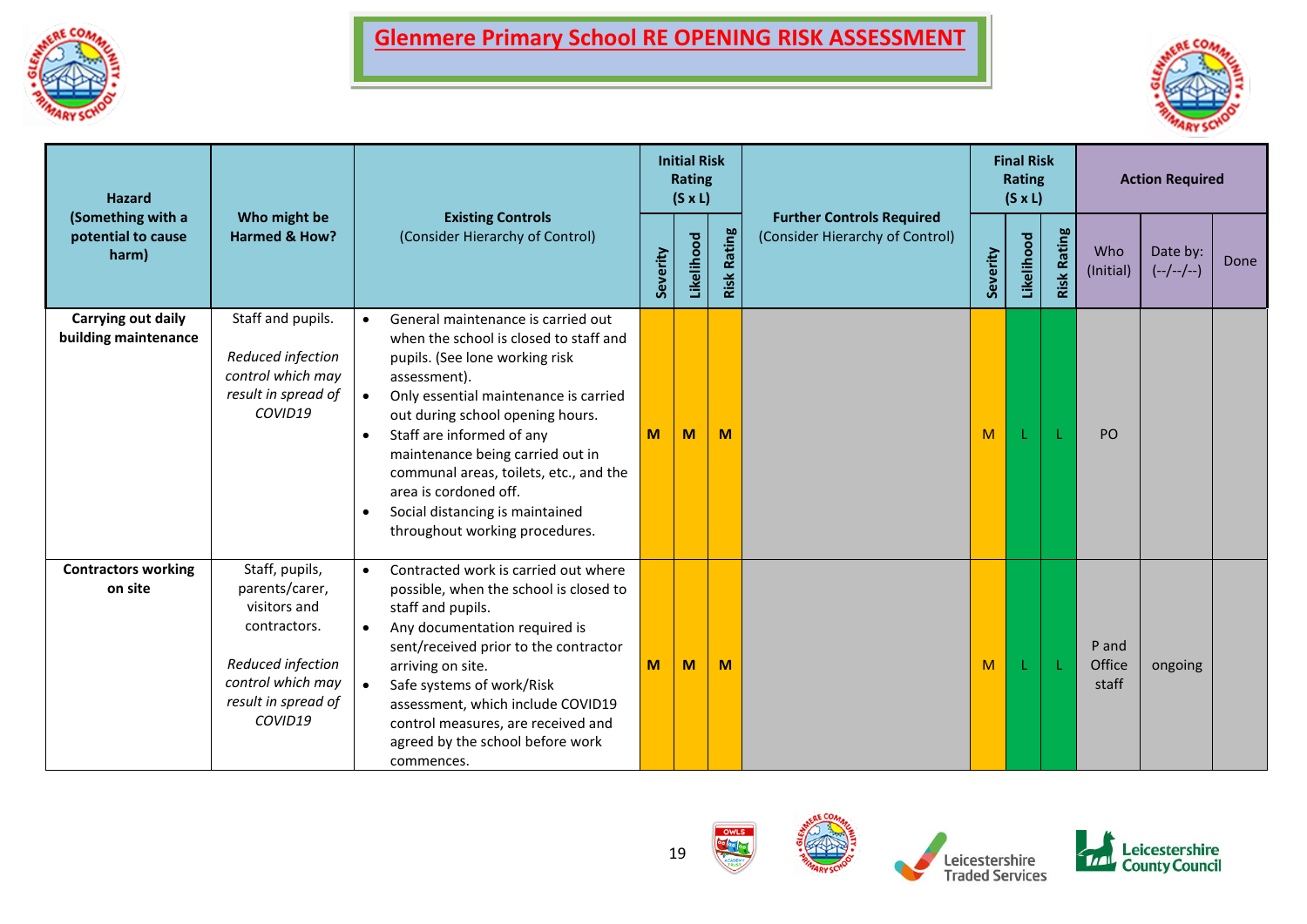# Glenmere Primary School RE OPENING RISK ASSESSMENT

| Hazard (Something with a potential to cause harm) | Who might be Harmed & How? | Existing Controls (Consider Hierarchy of Control) | Initial Risk Rating (S x L) | | | Further Controls Required (Consider Hierarchy of Control) | Final Risk Rating (S x L) | | | Action Required | | |
|---|---|---|---|---|---|---|---|---|---|---|---|---|
| | | | Severity | Likelihood | Risk Rating | | Severity | Likelihood | Risk Rating | Who (Initial) | Date by: (--/--/--) | Done |
| **Carrying out daily building maintenance** | Staff and pupils. *Reduced infection control which may result in spread of COVID19* | • General maintenance is carried out when the school is closed to staff and pupils. (See lone working risk assessment).<br>• Only essential maintenance is carried out during school opening hours.<br>• Staff are informed of any maintenance being carried out in communal areas, toilets, etc., and the area is cordoned off.<br>• Social distancing is maintained throughout working procedures. | M | M | M | | M | L | L | PO | | |
| **Contractors working on site** | Staff, pupils, parents/carer, visitors and contractors. *Reduced infection control which may result in spread of COVID19* | • Contracted work is carried out where possible, when the school is closed to staff and pupils.<br>• Any documentation required is sent/received prior to the contractor arriving on site.<br>• Safe systems of work/Risk assessment, which include COVID19 control measures, are received and agreed by the school before work commences. | M | M | M | | M | L | L | P and Office staff | ongoing | |

Leicestershire Traded Services

Leicestershire County Council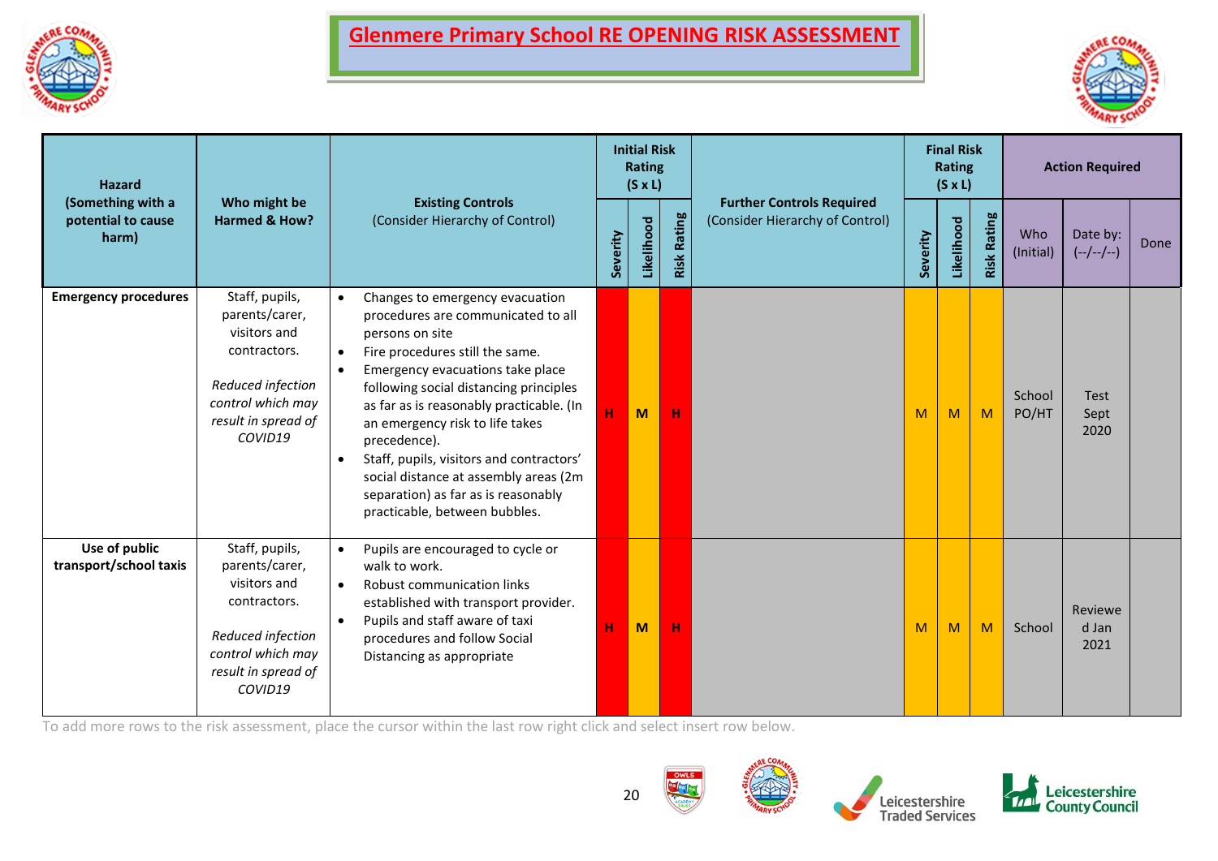# Glenmere Primary School RE OPENING RISK ASSESSMENT

| Hazard (Something with a potential to cause harm) | Who might be Harmed & How? | Existing Controls (Consider Hierarchy of Control) | Initial Risk Rating (S x L) | | | Further Controls Required (Consider Hierarchy of Control) | Final Risk Rating (S x L) | | | Action Required | | |
|---|---|---|---|---|---|---|---|---|---|---|---|---|
| | | | Severity | Likelihood | Risk Rating | | Severity | Likelihood | Risk Rating | Who (Initial) | Date by: (--/--/--) | Done |
| **Emergency procedures** | Staff, pupils, parents/carer, visitors and contractors. *Reduced infection control which may result in spread of COVID19* | • Changes to emergency evacuation procedures are communicated to all persons on site • Fire procedures still the same. • Emergency evacuations take place following social distancing principles as far as is reasonably practicable. (In an emergency risk to life takes precedence). • Staff, pupils, visitors and contractors' social distance at assembly areas (2m separation) as far as is reasonably practicable, between bubbles. | H | M | H | | M | M | M | School PO/HT | Test Sept 2020 | |
| **Use of public transport/school taxis** | Staff, pupils, parents/carer, visitors and contractors. *Reduced infection control which may result in spread of COVID19* | • Pupils are encouraged to cycle or walk to work. • Robust communication links established with transport provider. • Pupils and staff aware of taxi procedures and follow Social Distancing as appropriate | H | M | H | | M | M | M | School | Reviewed Jan 2021 | |

To add more rows to the risk assessment, place the cursor within the last row right click and select insert row below.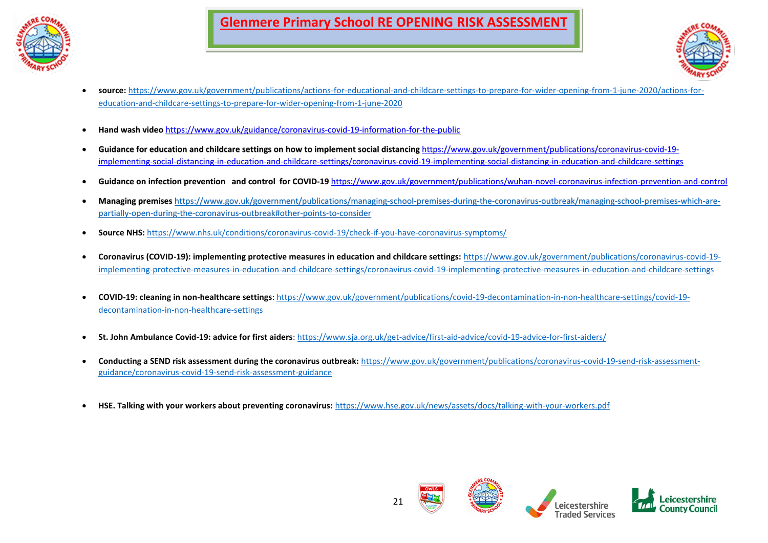- **source:** https://www.gov.uk/government/publications/actions-for-educational-and-childcare-settings-to-prepare-for-wider-opening-from-1-june-2020/actions-for-education-and-childcare-settings-to-prepare-for-wider-opening-from-1-june-2020

- **Hand wash video** https://www.gov.uk/guidance/coronavirus-covid-19-information-for-the-public

- **Guidance for education and childcare settings on how to implement social distancing** https://www.gov.uk/government/publications/coronavirus-covid-19-implementing-social-distancing-in-education-and-childcare-settings/coronavirus-covid-19-implementing-social-distancing-in-education-and-childcare-settings

- **Guidance on infection prevention and control for COVID-19** https://www.gov.uk/government/publications/wuhan-novel-coronavirus-infection-prevention-and-control

- **Managing premises** https://www.gov.uk/government/publications/managing-school-premises-during-the-coronavirus-outbreak/managing-school-premises-which-are-partially-open-during-the-coronavirus-outbreak#other-points-to-consider

- **Source NHS:** https://www.nhs.uk/conditions/coronavirus-covid-19/check-if-you-have-coronavirus-symptoms/

- **Coronavirus (COVID-19): implementing protective measures in education and childcare settings:** https://www.gov.uk/government/publications/coronavirus-covid-19-implementing-protective-measures-in-education-and-childcare-settings/coronavirus-covid-19-implementing-protective-measures-in-education-and-childcare-settings

- **COVID-19: cleaning in non-healthcare settings**: https://www.gov.uk/government/publications/covid-19-decontamination-in-non-healthcare-settings/covid-19-decontamination-in-non-healthcare-settings

- **St. John Ambulance Covid-19: advice for first aiders**: https://www.sja.org.uk/get-advice/first-aid-advice/covid-19-advice-for-first-aiders/

- **Conducting a SEND risk assessment during the coronavirus outbreak:** https://www.gov.uk/government/publications/coronavirus-covid-19-send-risk-assessment-guidance/coronavirus-covid-19-send-risk-assessment-guidance

- **HSE. Talking with your workers about preventing coronavirus:** https://www.hse.gov.uk/news/assets/docs/talking-with-your-workers.pdf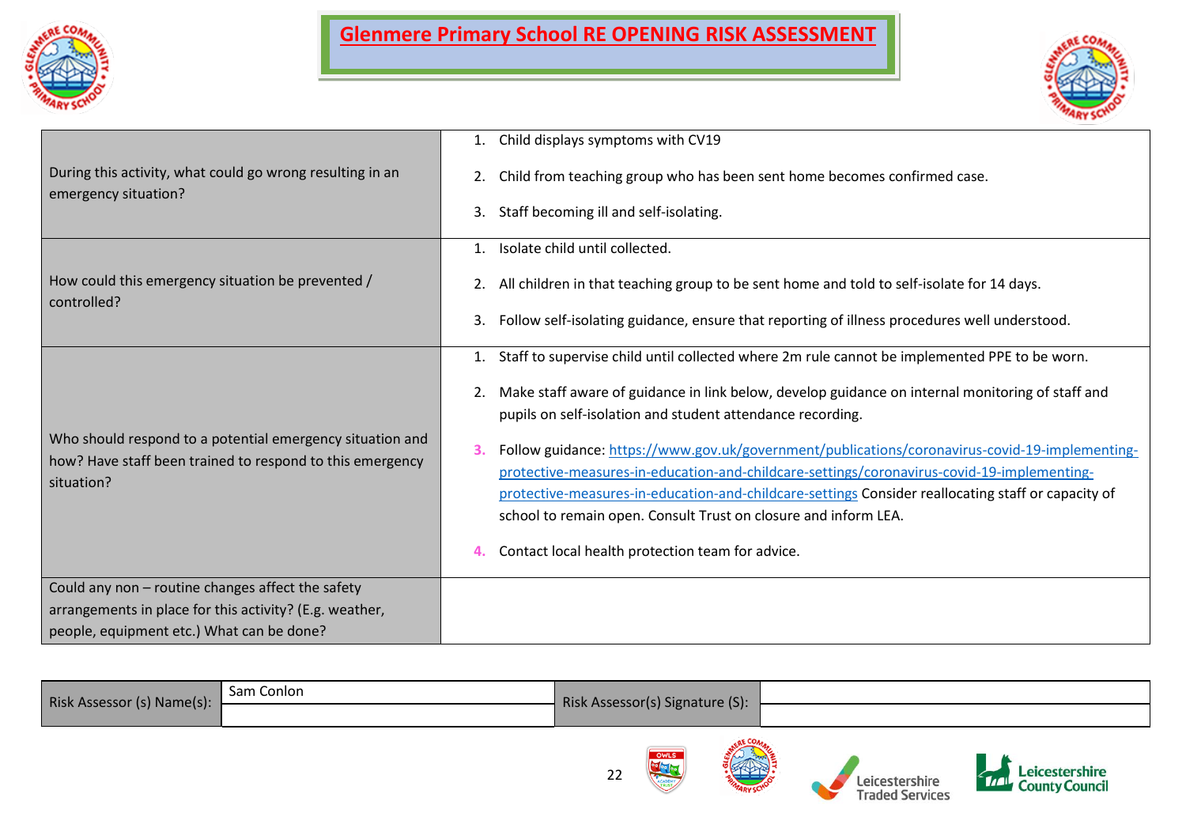# Glenmere Primary School RE OPENING RISK ASSESSMENT

| | |
|---|---|
| During this activity, what could go wrong resulting in an emergency situation? | 1. Child displays symptoms with CV19<br>2. Child from teaching group who has been sent home becomes confirmed case.<br>3. Staff becoming ill and self-isolating. |
| How could this emergency situation be prevented / controlled? | 1. Isolate child until collected.<br>2. All children in that teaching group to be sent home and told to self-isolate for 14 days.<br>3. Follow self-isolating guidance, ensure that reporting of illness procedures well understood. |
| Who should respond to a potential emergency situation and how? Have staff been trained to respond to this emergency situation? | 1. Staff to supervise child until collected where 2m rule cannot be implemented PPE to be worn.<br>2. Make staff aware of guidance in link below, develop guidance on internal monitoring of staff and pupils on self-isolation and student attendance recording.<br>3. Follow guidance: https://www.gov.uk/government/publications/coronavirus-covid-19-implementing-protective-measures-in-education-and-childcare-settings/coronavirus-covid-19-implementing-protective-measures-in-education-and-childcare-settings Consider reallocating staff or capacity of school to remain open. Consult Trust on closure and inform LEA.<br>4. Contact local health protection team for advice. |
| Could any non – routine changes affect the safety arrangements in place for this activity? (E.g. weather, people, equipment etc.) What can be done? | |

| | | | |
|---|---|---|---|
| Risk Assessor (s) Name(s): | Sam Conlon | Risk Assessor(s) Signature (S): | |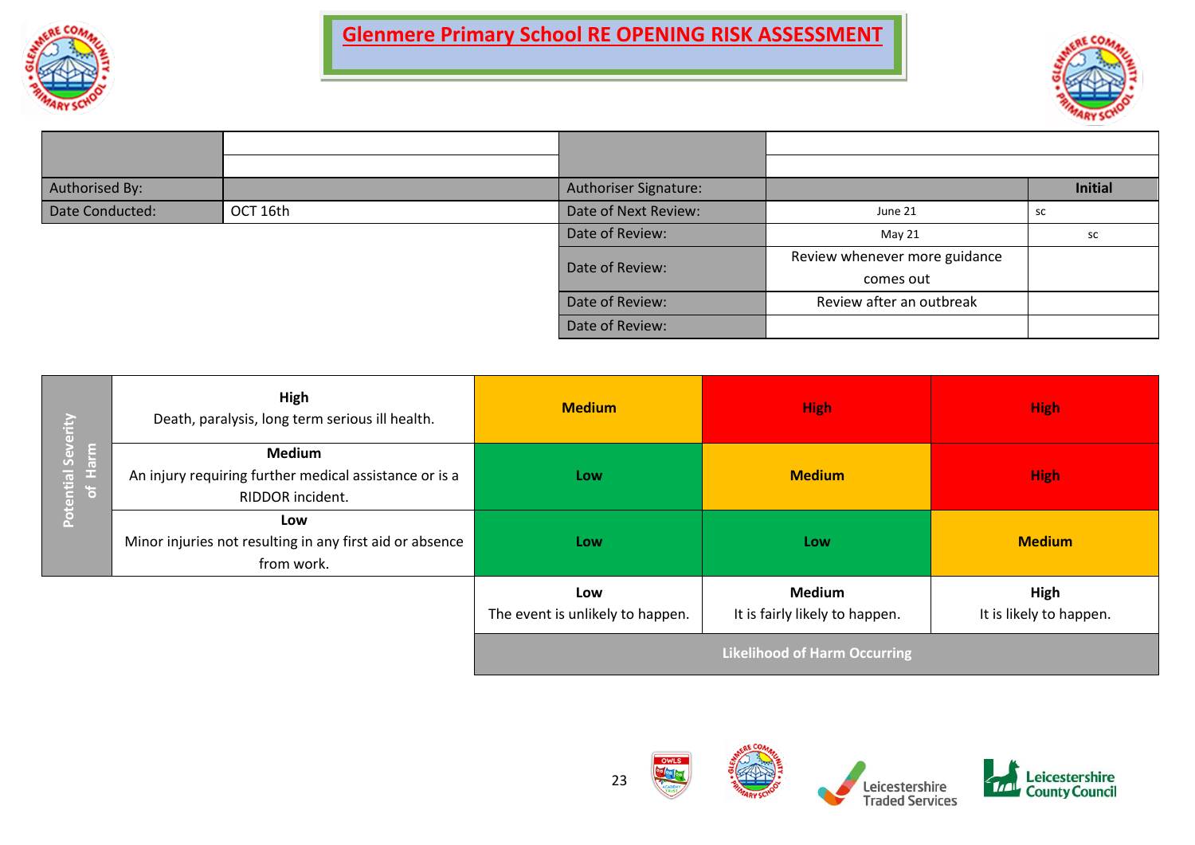# Glenmere Primary School RE OPENING RISK ASSESSMENT

| | | | | |
|---|---|---|---|---|
| | | | | |
| | | | | |
| Authorised By: | | Authoriser Signature: | | Initial |
| Date Conducted: | OCT 16th | Date of Next Review: | June 21 | sc |
| | | Date of Review: | May 21 | sc |
| | | Date of Review: | Review whenever more guidance comes out | |
| | | Date of Review: | Review after an outbreak | |
| | | Date of Review: | | |

| Potential Severity of Harm | | | | |
|---|---|---|---|---|
| | **High** Death, paralysis, long term serious ill health. | **Medium** | **High** | **High** |
| | **Medium** An injury requiring further medical assistance or is a RIDDOR incident. | **Low** | **Medium** | **High** |
| | **Low** Minor injuries not resulting in any first aid or absence from work. | **Low** | **Low** | **Medium** |
| | | **Low** The event is unlikely to happen. | **Medium** It is fairly likely to happen. | **High** It is likely to happen. |
| | | **Likelihood of Harm Occurring** | | |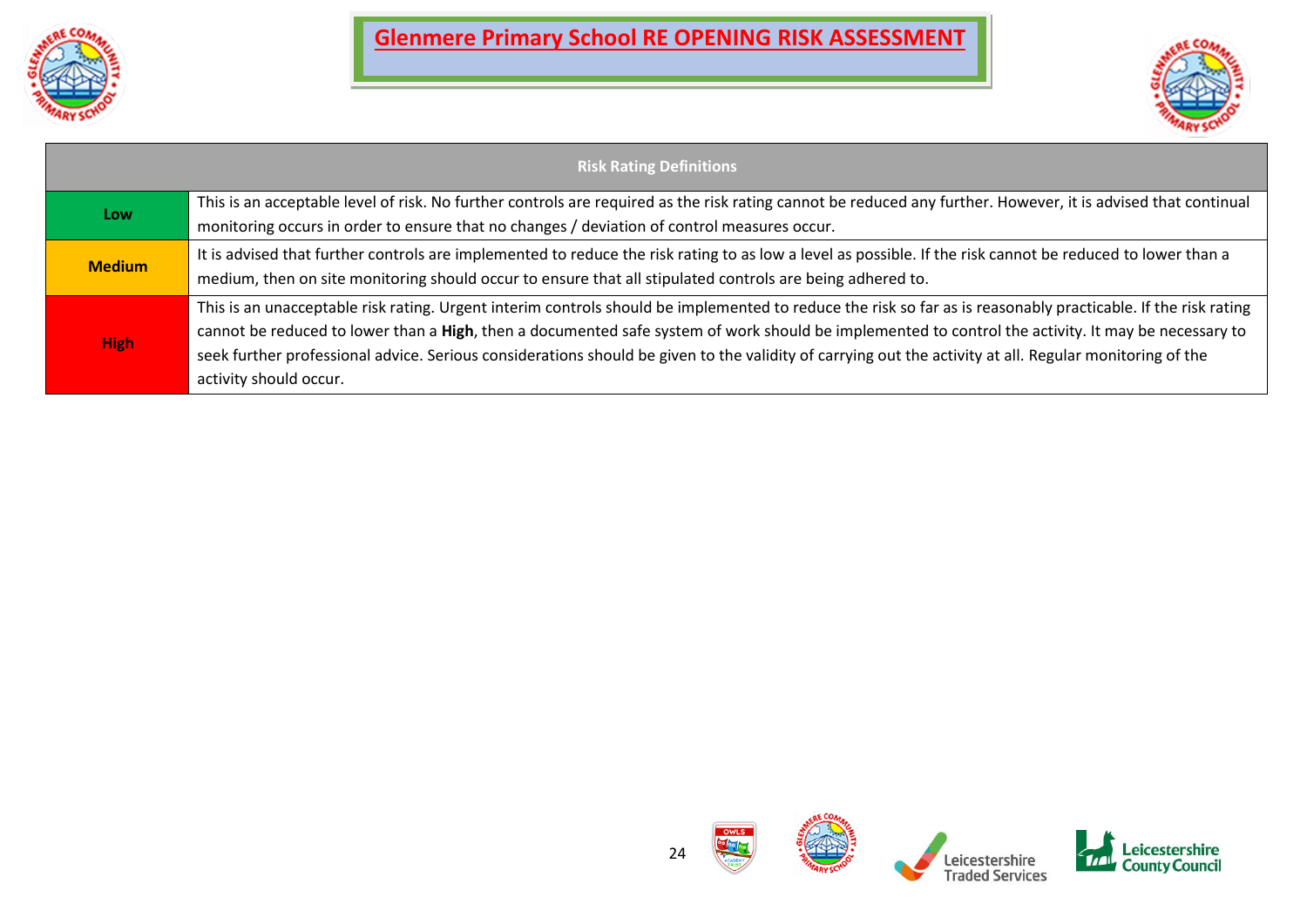# Glenmere Primary School RE OPENING RISK ASSESSMENT

| Risk Rating Definitions | |
|---|---|
| **Low** | This is an acceptable level of risk. No further controls are required as the risk rating cannot be reduced any further. However, it is advised that continual monitoring occurs in order to ensure that no changes / deviation of control measures occur. |
| **Medium** | It is advised that further controls are implemented to reduce the risk rating to as low a level as possible. If the risk cannot be reduced to lower than a medium, then on site monitoring should occur to ensure that all stipulated controls are being adhered to. |
| **High** | This is an unacceptable risk rating. Urgent interim controls should be implemented to reduce the risk so far as is reasonably practicable. If the risk rating cannot be reduced to lower than a **High**, then a documented safe system of work should be implemented to control the activity. It may be necessary to seek further professional advice. Serious considerations should be given to the validity of carrying out the activity at all. Regular monitoring of the activity should occur. |